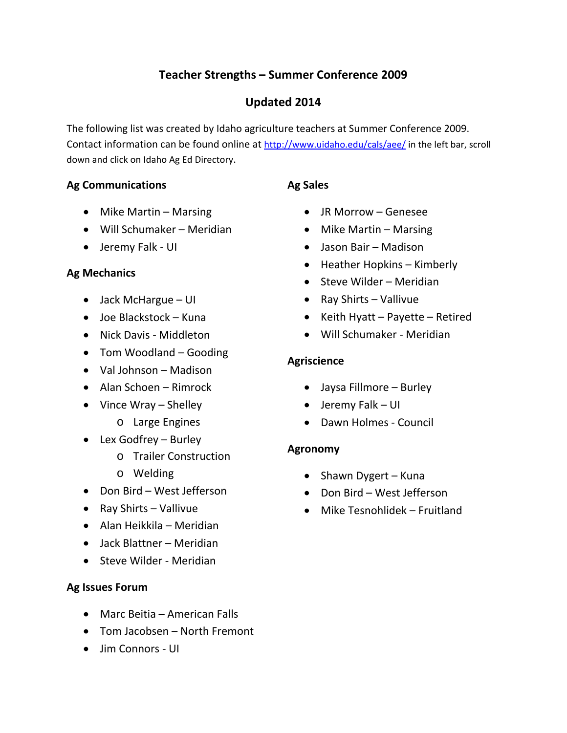# Teacher Strengths – Summer Conference 2009

## Updated 2014

The following list was created by Idaho agriculture teachers at Summer Conference 2009. Contact information can be found online at [http://www.uidaho.edu/cals/aee/](http://www.uidaho.edu/cals/aee/) in the left bar, scroll down and click on Idaho Ag Ed Directory.

### Ag Communications

- Mike Martin – Marsing
- Will Schumaker – Meridian
- Jeremy Falk - UI

### Ag Mechanics

- Jack McHargue – UI
- Joe Blackstock – Kuna
- Nick Davis - Middleton
- Tom Woodland – Gooding
- Val Johnson – Madison
- Alan Schoen – Rimrock
- Vince Wray – Shelley
  - Large Engines
- Lex Godfrey – Burley
  - Trailer Construction
  - Welding
- Don Bird – West Jefferson
- Ray Shirts – Vallivue
- Alan Heikkila – Meridian
- Jack Blattner – Meridian
- Steve Wilder - Meridian

### Ag Issues Forum

- Marc Beitia – American Falls
- Tom Jacobsen – North Fremont
- Jim Connors - UI

### Ag Sales

- JR Morrow – Genesee
- Mike Martin – Marsing
- Jason Bair – Madison
- Heather Hopkins – Kimberly
- Steve Wilder – Meridian
- Ray Shirts – Vallivue
- Keith Hyatt – Payette – Retired
- Will Schumaker - Meridian

### Agriscience

- Jaysa Fillmore – Burley
- Jeremy Falk – UI
- Dawn Holmes - Council

### Agronomy

- Shawn Dygert – Kuna
- Don Bird – West Jefferson
- Mike Tesnohlidek – Fruitland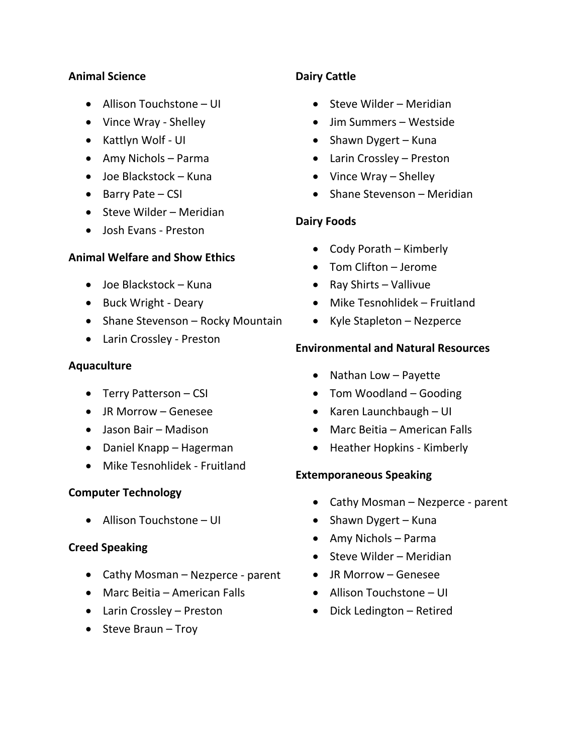**Animal Science**

- Allison Touchstone – UI
- Vince Wray - Shelley
- Kattlyn Wolf - UI
- Amy Nichols – Parma
- Joe Blackstock – Kuna
- Barry Pate – CSI
- Steve Wilder – Meridian
- Josh Evans - Preston

**Animal Welfare and Show Ethics**

- Joe Blackstock – Kuna
- Buck Wright - Deary
- Shane Stevenson – Rocky Mountain
- Larin Crossley - Preston

**Aquaculture**

- Terry Patterson – CSI
- JR Morrow – Genesee
- Jason Bair – Madison
- Daniel Knapp – Hagerman
- Mike Tesnohlidek - Fruitland

**Computer Technology**

- Allison Touchstone – UI

**Creed Speaking**

- Cathy Mosman – Nezperce - parent
- Marc Beitia – American Falls
- Larin Crossley – Preston
- Steve Braun – Troy

**Dairy Cattle**

- Steve Wilder – Meridian
- Jim Summers – Westside
- Shawn Dygert – Kuna
- Larin Crossley – Preston
- Vince Wray – Shelley
- Shane Stevenson – Meridian

**Dairy Foods**

- Cody Porath – Kimberly
- Tom Clifton – Jerome
- Ray Shirts – Vallivue
- Mike Tesnohlidek – Fruitland
- Kyle Stapleton – Nezperce

**Environmental and Natural Resources**

- Nathan Low – Payette
- Tom Woodland – Gooding
- Karen Launchbaugh – UI
- Marc Beitia – American Falls
- Heather Hopkins - Kimberly

**Extemporaneous Speaking**

- Cathy Mosman – Nezperce - parent
- Shawn Dygert – Kuna
- Amy Nichols – Parma
- Steve Wilder – Meridian
- JR Morrow – Genesee
- Allison Touchstone – UI
- Dick Ledington – Retired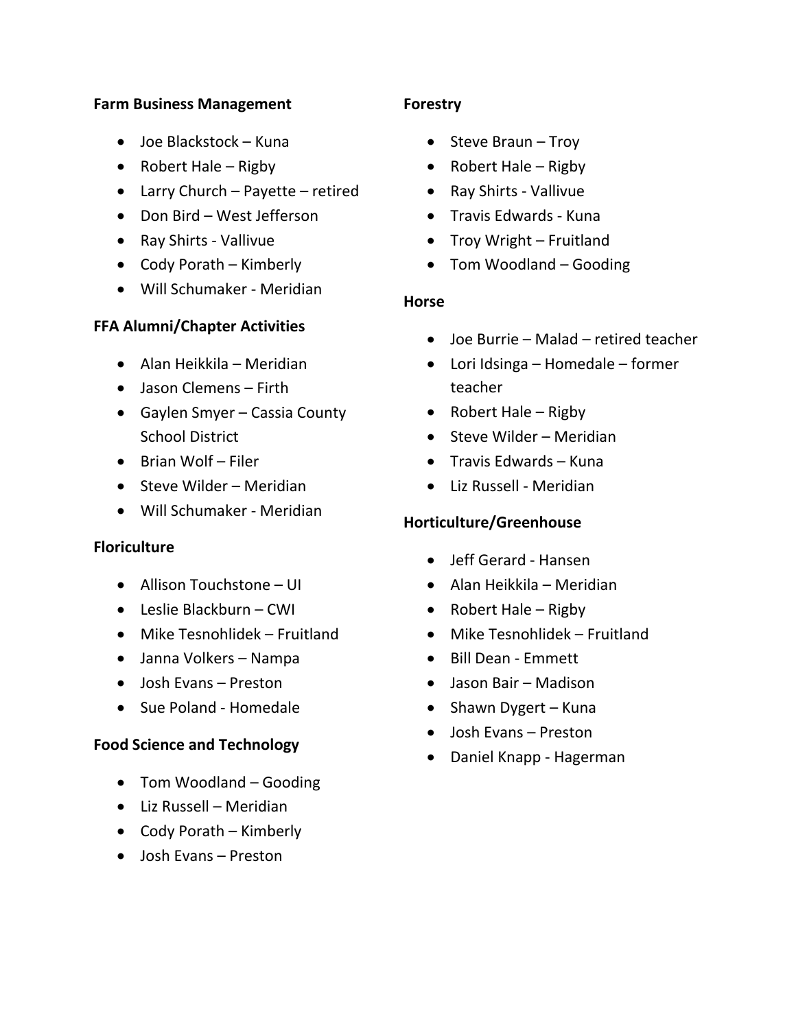**Farm Business Management**

- Joe Blackstock – Kuna
- Robert Hale – Rigby
- Larry Church – Payette – retired
- Don Bird – West Jefferson
- Ray Shirts - Vallivue
- Cody Porath – Kimberly
- Will Schumaker - Meridian

**FFA Alumni/Chapter Activities**

- Alan Heikkila – Meridian
- Jason Clemens – Firth
- Gaylen Smyer – Cassia County School District
- Brian Wolf – Filer
- Steve Wilder – Meridian
- Will Schumaker - Meridian

**Floriculture**

- Allison Touchstone – UI
- Leslie Blackburn – CWI
- Mike Tesnohlidek – Fruitland
- Janna Volkers – Nampa
- Josh Evans – Preston
- Sue Poland - Homedale

**Food Science and Technology**

- Tom Woodland – Gooding
- Liz Russell – Meridian
- Cody Porath – Kimberly
- Josh Evans – Preston

**Forestry**

- Steve Braun – Troy
- Robert Hale – Rigby
- Ray Shirts - Vallivue
- Travis Edwards - Kuna
- Troy Wright – Fruitland
- Tom Woodland – Gooding

**Horse**

- Joe Burrie – Malad – retired teacher
- Lori Idsinga – Homedale – former teacher
- Robert Hale – Rigby
- Steve Wilder – Meridian
- Travis Edwards – Kuna
- Liz Russell - Meridian

**Horticulture/Greenhouse**

- Jeff Gerard - Hansen
- Alan Heikkila – Meridian
- Robert Hale – Rigby
- Mike Tesnohlidek – Fruitland
- Bill Dean - Emmett
- Jason Bair – Madison
- Shawn Dygert – Kuna
- Josh Evans – Preston
- Daniel Knapp - Hagerman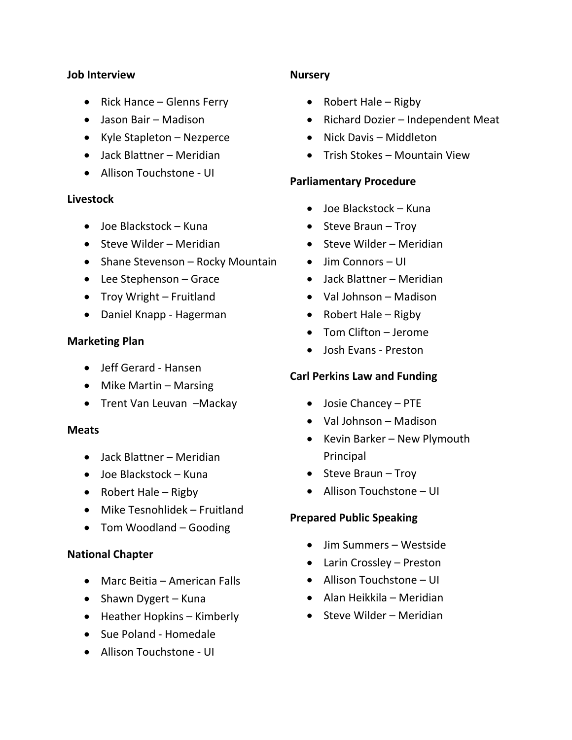**Job Interview**

- Rick Hance – Glenns Ferry
- Jason Bair – Madison
- Kyle Stapleton – Nezperce
- Jack Blattner – Meridian
- Allison Touchstone - UI

**Livestock**

- Joe Blackstock – Kuna
- Steve Wilder – Meridian
- Shane Stevenson – Rocky Mountain
- Lee Stephenson – Grace
- Troy Wright – Fruitland
- Daniel Knapp - Hagerman

**Marketing Plan**

- Jeff Gerard - Hansen
- Mike Martin – Marsing
- Trent Van Leuvan –Mackay

**Meats**

- Jack Blattner – Meridian
- Joe Blackstock – Kuna
- Robert Hale – Rigby
- Mike Tesnohlidek – Fruitland
- Tom Woodland – Gooding

**National Chapter**

- Marc Beitia – American Falls
- Shawn Dygert – Kuna
- Heather Hopkins – Kimberly
- Sue Poland - Homedale
- Allison Touchstone - UI

**Nursery**

- Robert Hale – Rigby
- Richard Dozier – Independent Meat
- Nick Davis – Middleton
- Trish Stokes – Mountain View

**Parliamentary Procedure**

- Joe Blackstock – Kuna
- Steve Braun – Troy
- Steve Wilder – Meridian
- Jim Connors – UI
- Jack Blattner – Meridian
- Val Johnson – Madison
- Robert Hale – Rigby
- Tom Clifton – Jerome
- Josh Evans - Preston

**Carl Perkins Law and Funding**

- Josie Chancey – PTE
- Val Johnson – Madison
- Kevin Barker – New Plymouth Principal
- Steve Braun – Troy
- Allison Touchstone – UI

**Prepared Public Speaking**

- Jim Summers – Westside
- Larin Crossley – Preston
- Allison Touchstone – UI
- Alan Heikkila – Meridian
- Steve Wilder – Meridian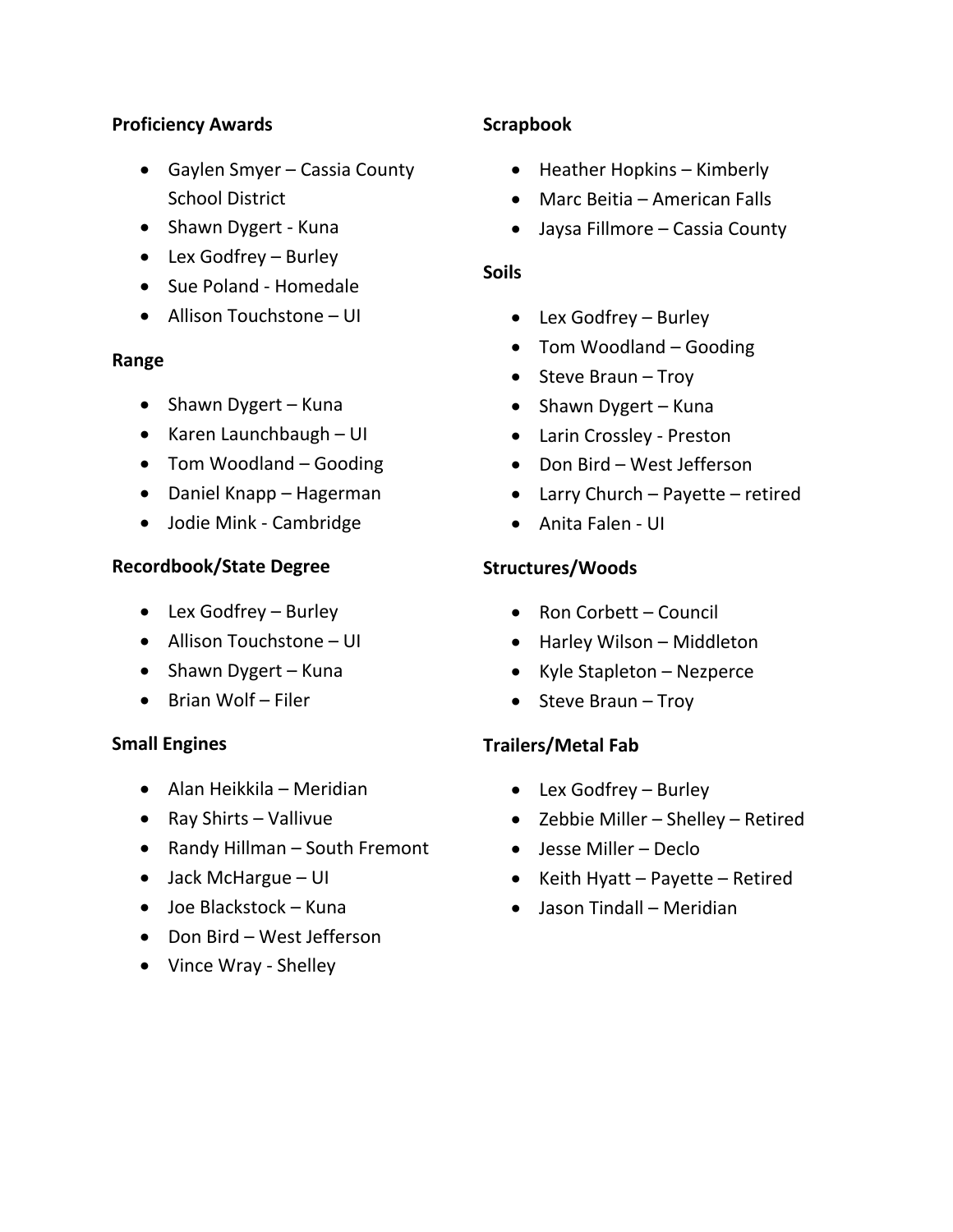**Proficiency Awards**

- Gaylen Smyer – Cassia County School District
- Shawn Dygert - Kuna
- Lex Godfrey – Burley
- Sue Poland - Homedale
- Allison Touchstone – UI

**Range**

- Shawn Dygert – Kuna
- Karen Launchbaugh – UI
- Tom Woodland – Gooding
- Daniel Knapp – Hagerman
- Jodie Mink - Cambridge

**Recordbook/State Degree**

- Lex Godfrey – Burley
- Allison Touchstone – UI
- Shawn Dygert – Kuna
- Brian Wolf – Filer

**Small Engines**

- Alan Heikkila – Meridian
- Ray Shirts – Vallivue
- Randy Hillman – South Fremont
- Jack McHargue – UI
- Joe Blackstock – Kuna
- Don Bird – West Jefferson
- Vince Wray - Shelley

**Scrapbook**

- Heather Hopkins – Kimberly
- Marc Beitia – American Falls
- Jaysa Fillmore – Cassia County

**Soils**

- Lex Godfrey – Burley
- Tom Woodland – Gooding
- Steve Braun – Troy
- Shawn Dygert – Kuna
- Larin Crossley - Preston
- Don Bird – West Jefferson
- Larry Church – Payette – retired
- Anita Falen - UI

**Structures/Woods**

- Ron Corbett – Council
- Harley Wilson – Middleton
- Kyle Stapleton – Nezperce
- Steve Braun – Troy

**Trailers/Metal Fab**

- Lex Godfrey – Burley
- Zebbie Miller – Shelley – Retired
- Jesse Miller – Declo
- Keith Hyatt – Payette – Retired
- Jason Tindall – Meridian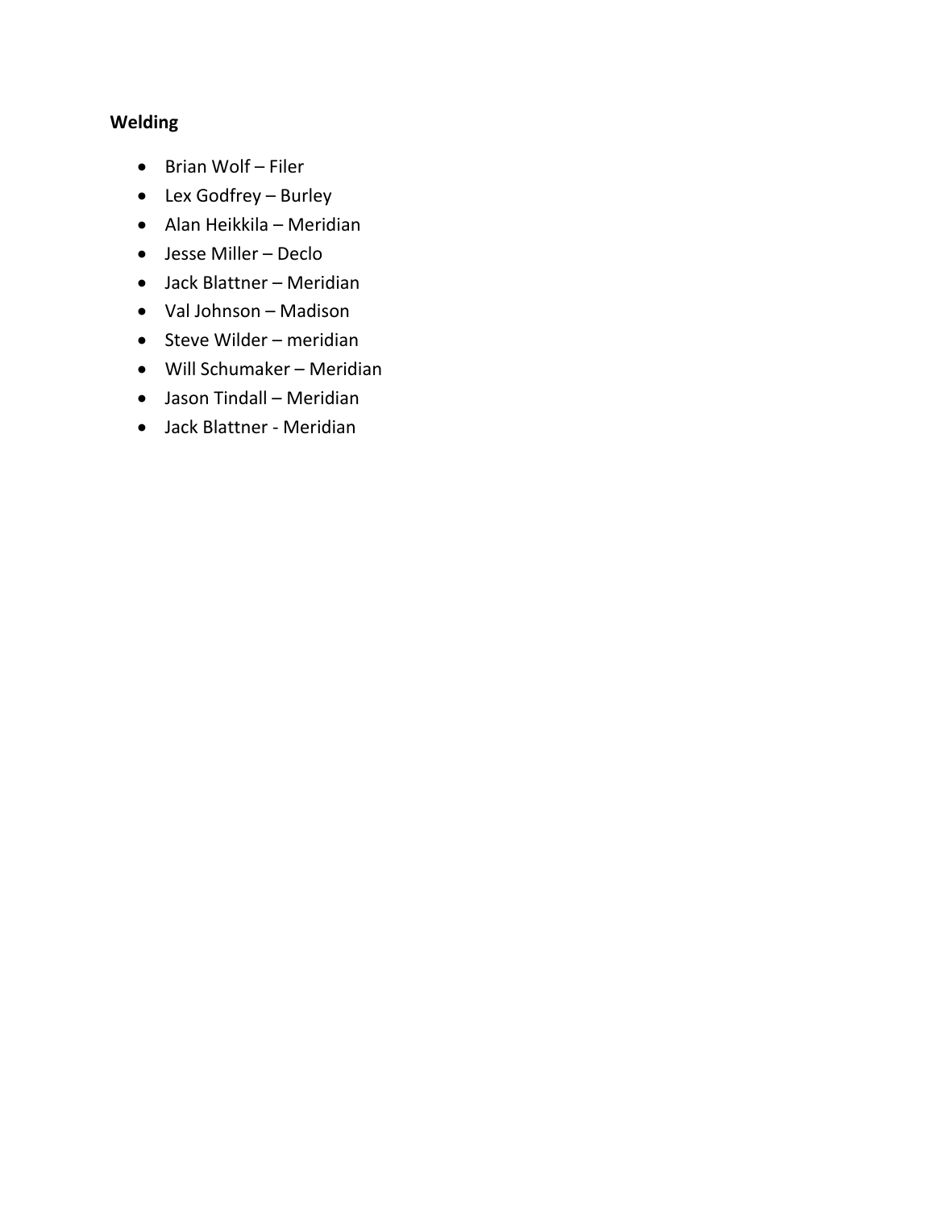**Welding**

- Brian Wolf – Filer
- Lex Godfrey – Burley
- Alan Heikkila – Meridian
- Jesse Miller – Declo
- Jack Blattner – Meridian
- Val Johnson – Madison
- Steve Wilder – meridian
- Will Schumaker – Meridian
- Jason Tindall – Meridian
- Jack Blattner - Meridian